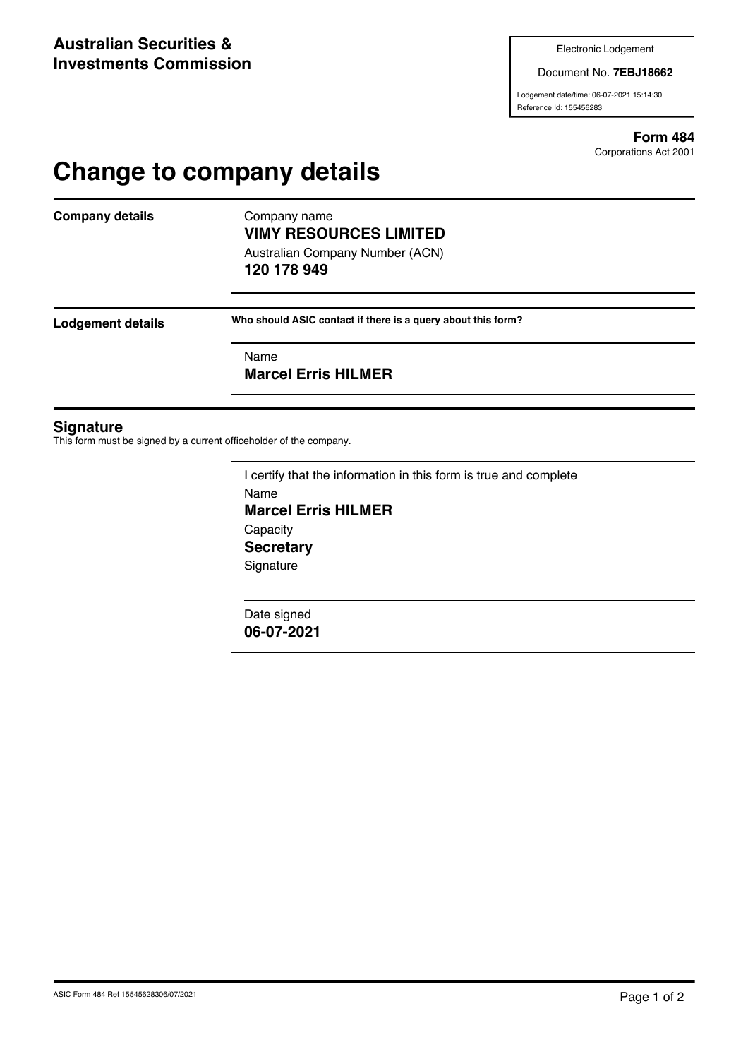**Australian Securities & Investments Commission**

Electronic Lodgement

Document No. **7EBJ18662**

Lodgement date/time: 06-07-2021 15:14:30

Reference Id: 155456283

**Form 484**
Corporations Act 2001

# Change to company details

**Company details**

Company name
**VIMY RESOURCES LIMITED**

Australian Company Number (ACN)
**120 178 949**

**Lodgement details**

**Who should ASIC contact if there is a query about this form?**

Name
**Marcel Erris HILMER**

## Signature

This form must be signed by a current officeholder of the company.

I certify that the information in this form is true and complete

Name
**Marcel Erris HILMER**

Capacity
**Secretary**

Signature

Date signed
**06-07-2021**

ASIC Form 484 Ref 15545628306/07/2021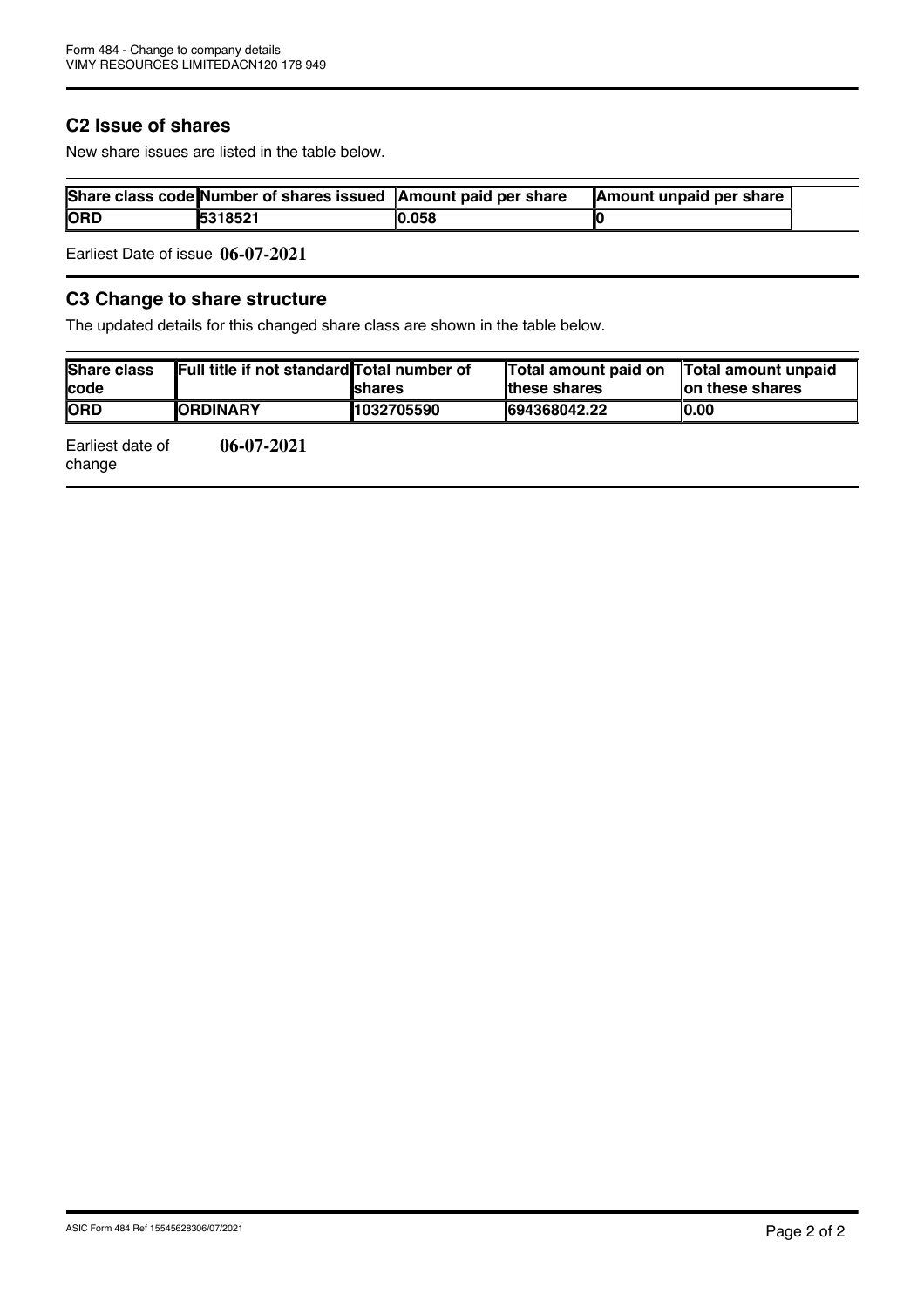## C2 Issue of shares

New share issues are listed in the table below.

| Share class code | Number of shares issued | Amount paid per share | Amount unpaid per share |
|---|---|---|---|
| ORD | 5318521 | 0.058 | 0 |

Earliest Date of issue **06-07-2021**

## C3 Change to share structure

The updated details for this changed share class are shown in the table below.

| Share class code | Full title if not standard | Total number of shares | Total amount paid on these shares | Total amount unpaid on these shares |
|---|---|---|---|---|
| ORD | ORDINARY | 1032705590 | 694368042.22 | 0.00 |

Earliest date of change **06-07-2021**